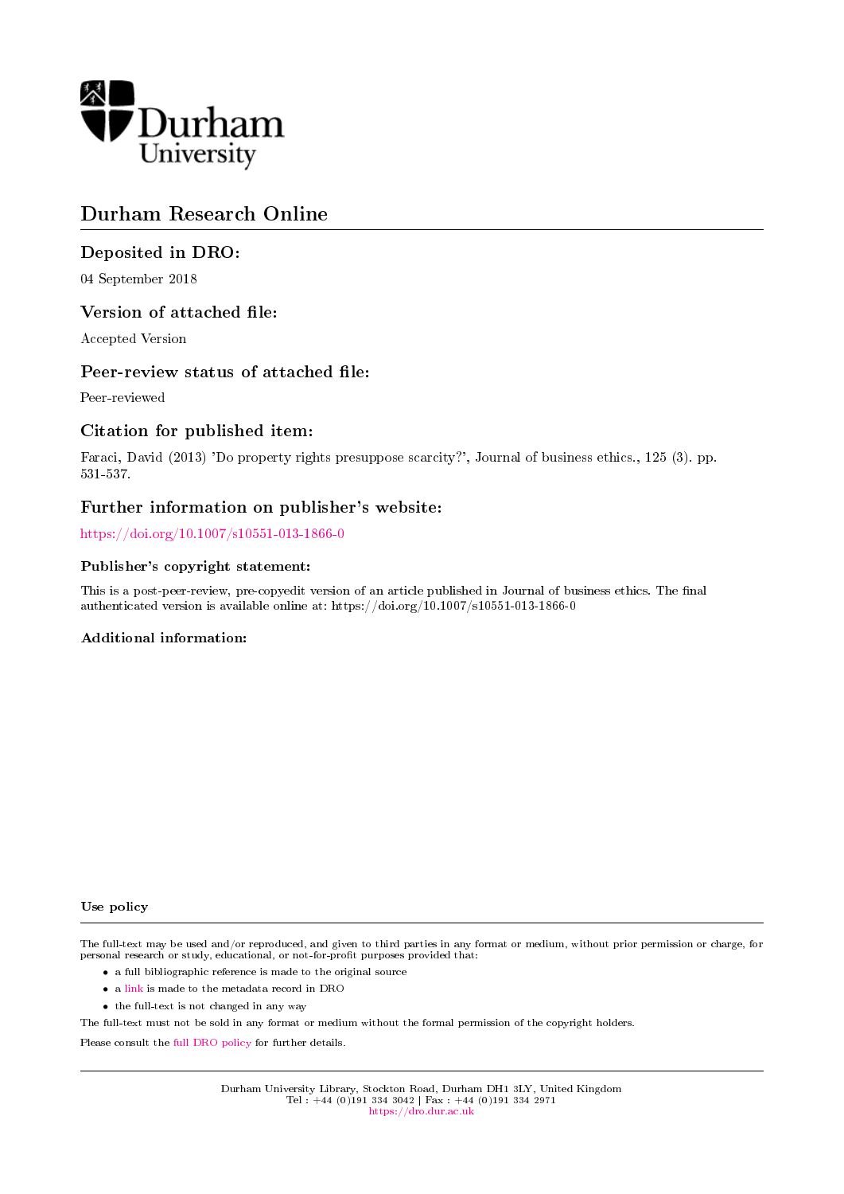Durham University

# Durham Research Online

## Deposited in DRO:

04 September 2018

## Version of attached file:

Accepted Version

## Peer-review status of attached file:

Peer-reviewed

## Citation for published item:

Faraci, David (2013) 'Do property rights presuppose scarcity?', Journal of business ethics., 125 (3). pp. 531-537.

## Further information on publisher's website:

https://doi.org/10.1007/s10551-013-1866-0

### Publisher's copyright statement:

This is a post-peer-review, pre-copyedit version of an article published in Journal of business ethics. The final authenticated version is available online at: https://doi.org/10.1007/s10551-013-1866-0

### Additional information:

#### Use policy

The full-text may be used and/or reproduced, and given to third parties in any format or medium, without prior permission or charge, for personal research or study, educational, or not-for-profit purposes provided that:

- a full bibliographic reference is made to the original source
- a link is made to the metadata record in DRO
- the full-text is not changed in any way

The full-text must not be sold in any format or medium without the formal permission of the copyright holders.

Please consult the full DRO policy for further details.

Durham University Library, Stockton Road, Durham DH1 3LY, United Kingdom
Tel : +44 (0)191 334 3042 | Fax : +44 (0)191 334 2971
https://dro.dur.ac.uk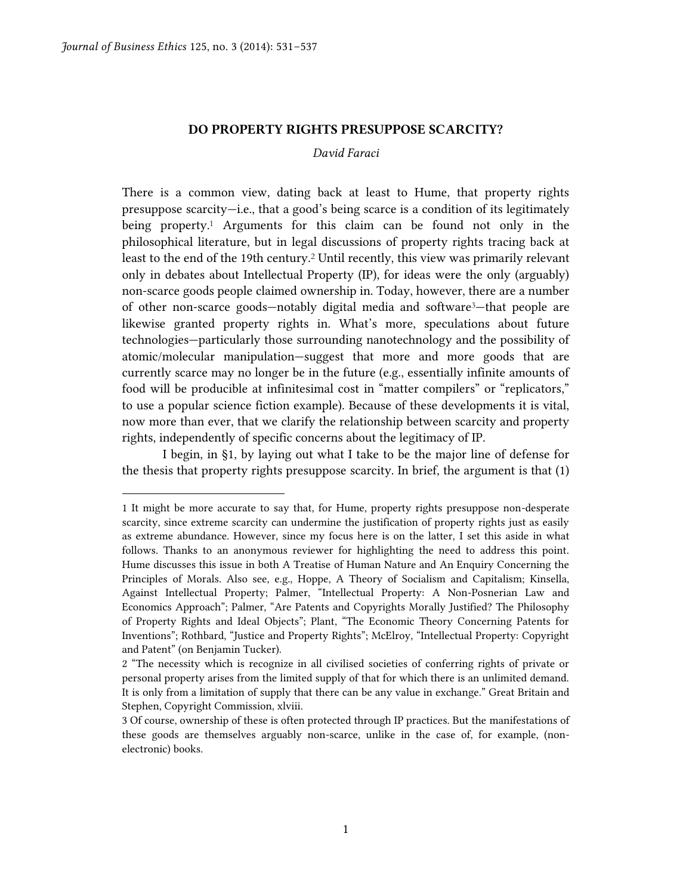# DO PROPERTY RIGHTS PRESUPPOSE SCARCITY?

*David Faraci*

There is a common view, dating back at least to Hume, that property rights presuppose scarcity—i.e., that a good's being scarce is a condition of its legitimately being property.[1] Arguments for this claim can be found not only in the philosophical literature, but in legal discussions of property rights tracing back at least to the end of the 19th century.[2] Until recently, this view was primarily relevant only in debates about Intellectual Property (IP), for ideas were the only (arguably) non-scarce goods people claimed ownership in. Today, however, there are a number of other non-scarce goods—notably digital media and software[3]—that people are likewise granted property rights in. What's more, speculations about future technologies—particularly those surrounding nanotechnology and the possibility of atomic/molecular manipulation—suggest that more and more goods that are currently scarce may no longer be in the future (e.g., essentially infinite amounts of food will be producible at infinitesimal cost in "matter compilers" or "replicators," to use a popular science fiction example). Because of these developments it is vital, now more than ever, that we clarify the relationship between scarcity and property rights, independently of specific concerns about the legitimacy of IP.

I begin, in §1, by laying out what I take to be the major line of defense for the thesis that property rights presuppose scarcity. In brief, the argument is that (1)

---

1 It might be more accurate to say that, for Hume, property rights presuppose non-desperate scarcity, since extreme scarcity can undermine the justification of property rights just as easily as extreme abundance. However, since my focus here is on the latter, I set this aside in what follows. Thanks to an anonymous reviewer for highlighting the need to address this point. Hume discusses this issue in both A Treatise of Human Nature and An Enquiry Concerning the Principles of Morals. Also see, e.g., Hoppe, A Theory of Socialism and Capitalism; Kinsella, Against Intellectual Property; Palmer, "Intellectual Property: A Non-Posnerian Law and Economics Approach"; Palmer, "Are Patents and Copyrights Morally Justified? The Philosophy of Property Rights and Ideal Objects"; Plant, "The Economic Theory Concerning Patents for Inventions"; Rothbard, "Justice and Property Rights"; McElroy, "Intellectual Property: Copyright and Patent" (on Benjamin Tucker).

2 "The necessity which is recognize in all civilised societies of conferring rights of private or personal property arises from the limited supply of that for which there is an unlimited demand. It is only from a limitation of supply that there can be any value in exchange." Great Britain and Stephen, Copyright Commission, xlviii.

3 Of course, ownership of these is often protected through IP practices. But the manifestations of these goods are themselves arguably non-scarce, unlike in the case of, for example, (non-electronic) books.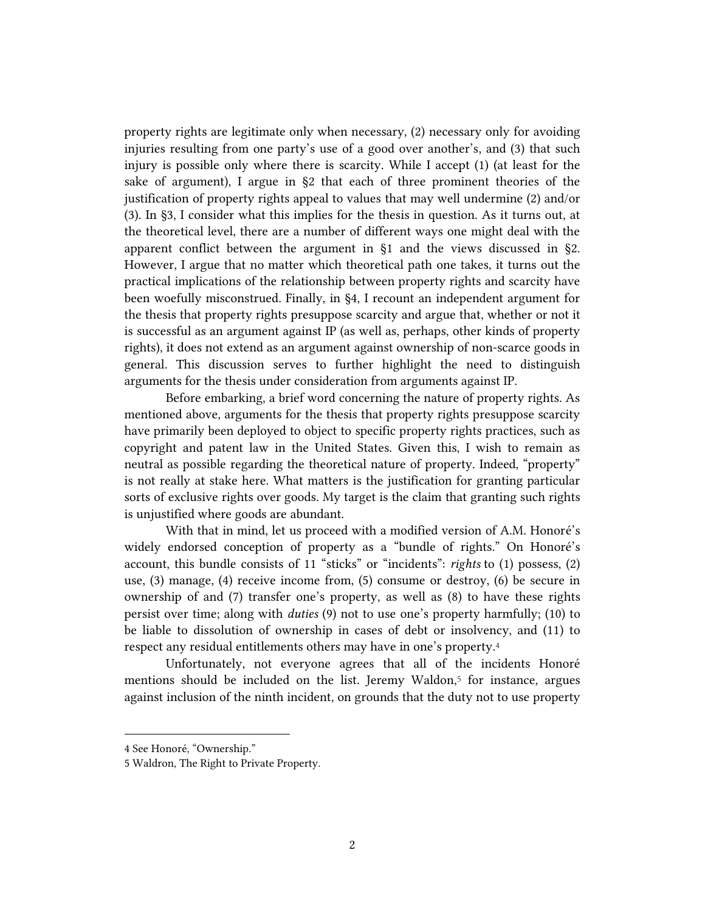property rights are legitimate only when necessary, (2) necessary only for avoiding injuries resulting from one party's use of a good over another's, and (3) that such injury is possible only where there is scarcity. While I accept (1) (at least for the sake of argument), I argue in §2 that each of three prominent theories of the justification of property rights appeal to values that may well undermine (2) and/or (3). In §3, I consider what this implies for the thesis in question. As it turns out, at the theoretical level, there are a number of different ways one might deal with the apparent conflict between the argument in §1 and the views discussed in §2. However, I argue that no matter which theoretical path one takes, it turns out the practical implications of the relationship between property rights and scarcity have been woefully misconstrued. Finally, in §4, I recount an independent argument for the thesis that property rights presuppose scarcity and argue that, whether or not it is successful as an argument against IP (as well as, perhaps, other kinds of property rights), it does not extend as an argument against ownership of non-scarce goods in general. This discussion serves to further highlight the need to distinguish arguments for the thesis under consideration from arguments against IP.

Before embarking, a brief word concerning the nature of property rights. As mentioned above, arguments for the thesis that property rights presuppose scarcity have primarily been deployed to object to specific property rights practices, such as copyright and patent law in the United States. Given this, I wish to remain as neutral as possible regarding the theoretical nature of property. Indeed, "property" is not really at stake here. What matters is the justification for granting particular sorts of exclusive rights over goods. My target is the claim that granting such rights is unjustified where goods are abundant.

With that in mind, let us proceed with a modified version of A.M. Honoré's widely endorsed conception of property as a "bundle of rights." On Honoré's account, this bundle consists of 11 "sticks" or "incidents": *rights* to (1) possess, (2) use, (3) manage, (4) receive income from, (5) consume or destroy, (6) be secure in ownership of and (7) transfer one's property, as well as (8) to have these rights persist over time; along with *duties* (9) not to use one's property harmfully; (10) to be liable to dissolution of ownership in cases of debt or insolvency, and (11) to respect any residual entitlements others may have in one's property.[4]

Unfortunately, not everyone agrees that all of the incidents Honoré mentions should be included on the list. Jeremy Waldon,[5] for instance, argues against inclusion of the ninth incident, on grounds that the duty not to use property

---

4 See Honoré, "Ownership."

5 Waldron, The Right to Private Property.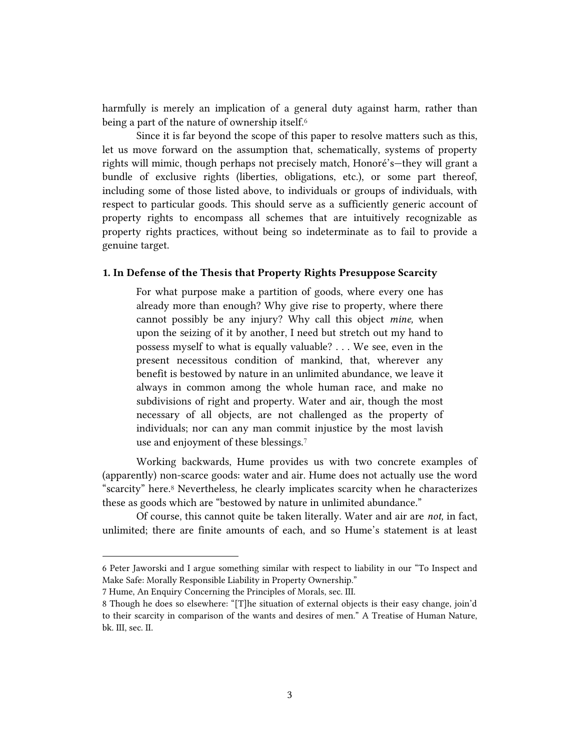harmfully is merely an implication of a general duty against harm, rather than being a part of the nature of ownership itself.[6]

Since it is far beyond the scope of this paper to resolve matters such as this, let us move forward on the assumption that, schematically, systems of property rights will mimic, though perhaps not precisely match, Honoré's—they will grant a bundle of exclusive rights (liberties, obligations, etc.), or some part thereof, including some of those listed above, to individuals or groups of individuals, with respect to particular goods. This should serve as a sufficiently generic account of property rights to encompass all schemes that are intuitively recognizable as property rights practices, without being so indeterminate as to fail to provide a genuine target.

### 1. In Defense of the Thesis that Property Rights Presuppose Scarcity

> For what purpose make a partition of goods, where every one has already more than enough? Why give rise to property, where there cannot possibly be any injury? Why call this object *mine,* when upon the seizing of it by another, I need but stretch out my hand to possess myself to what is equally valuable? . . . We see, even in the present necessitous condition of mankind, that, wherever any benefit is bestowed by nature in an unlimited abundance, we leave it always in common among the whole human race, and make no subdivisions of right and property. Water and air, though the most necessary of all objects, are not challenged as the property of individuals; nor can any man commit injustice by the most lavish use and enjoyment of these blessings.[7]

Working backwards, Hume provides us with two concrete examples of (apparently) non-scarce goods: water and air. Hume does not actually use the word "scarcity" here.[8] Nevertheless, he clearly implicates scarcity when he characterizes these as goods which are "bestowed by nature in unlimited abundance."

Of course, this cannot quite be taken literally. Water and air are *not,* in fact, unlimited; there are finite amounts of each, and so Hume's statement is at least

---

6 Peter Jaworski and I argue something similar with respect to liability in our "To Inspect and Make Safe: Morally Responsible Liability in Property Ownership."

7 Hume, An Enquiry Concerning the Principles of Morals, sec. III.

8 Though he does so elsewhere: "[T]he situation of external objects is their easy change, join'd to their scarcity in comparison of the wants and desires of men." A Treatise of Human Nature, bk. III, sec. II.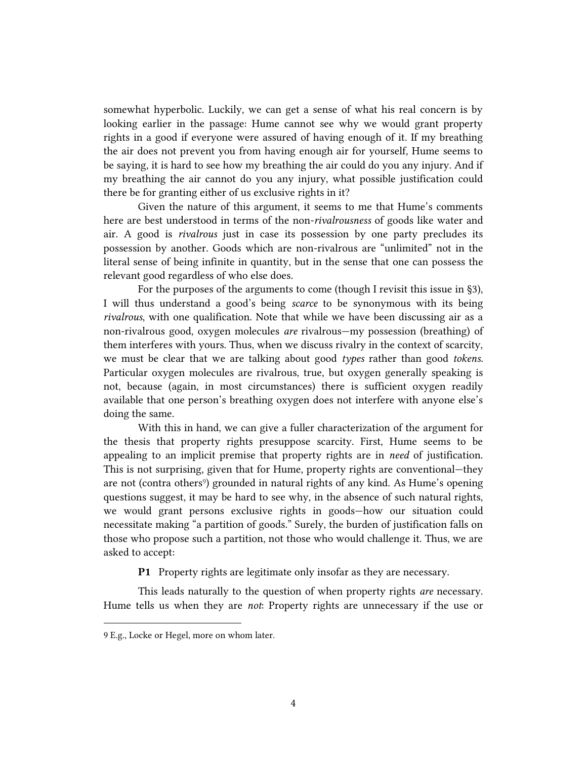somewhat hyperbolic. Luckily, we can get a sense of what his real concern is by looking earlier in the passage: Hume cannot see why we would grant property rights in a good if everyone were assured of having enough of it. If my breathing the air does not prevent you from having enough air for yourself, Hume seems to be saying, it is hard to see how my breathing the air could do you any injury. And if my breathing the air cannot do you any injury, what possible justification could there be for granting either of us exclusive rights in it?

Given the nature of this argument, it seems to me that Hume's comments here are best understood in terms of the non-*rivalrousness* of goods like water and air. A good is *rivalrous* just in case its possession by one party precludes its possession by another. Goods which are non-rivalrous are "unlimited" not in the literal sense of being infinite in quantity, but in the sense that one can possess the relevant good regardless of who else does.

For the purposes of the arguments to come (though I revisit this issue in §3), I will thus understand a good's being *scarce* to be synonymous with its being *rivalrous*, with one qualification. Note that while we have been discussing air as a non-rivalrous good, oxygen molecules *are* rivalrous—my possession (breathing) of them interferes with yours. Thus, when we discuss rivalry in the context of scarcity, we must be clear that we are talking about good *types* rather than good *tokens*. Particular oxygen molecules are rivalrous, true, but oxygen generally speaking is not, because (again, in most circumstances) there is sufficient oxygen readily available that one person's breathing oxygen does not interfere with anyone else's doing the same.

With this in hand, we can give a fuller characterization of the argument for the thesis that property rights presuppose scarcity. First, Hume seems to be appealing to an implicit premise that property rights are in *need* of justification. This is not surprising, given that for Hume, property rights are conventional—they are not (contra others[9]) grounded in natural rights of any kind. As Hume's opening questions suggest, it may be hard to see why, in the absence of such natural rights, we would grant persons exclusive rights in goods—how our situation could necessitate making "a partition of goods." Surely, the burden of justification falls on those who propose such a partition, not those who would challenge it. Thus, we are asked to accept:

**P1** Property rights are legitimate only insofar as they are necessary.

This leads naturally to the question of when property rights *are* necessary. Hume tells us when they are *not*: Property rights are unnecessary if the use or

9 E.g., Locke or Hegel, more on whom later.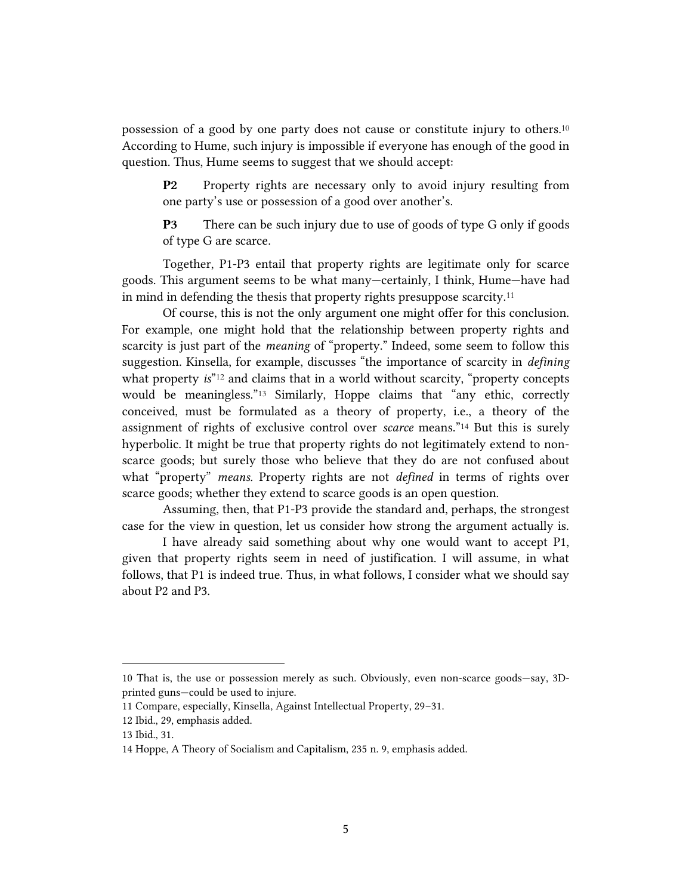possession of a good by one party does not cause or constitute injury to others.[10] According to Hume, such injury is impossible if everyone has enough of the good in question. Thus, Hume seems to suggest that we should accept:

> **P2** Property rights are necessary only to avoid injury resulting from one party's use or possession of a good over another's.
>
> **P3** There can be such injury due to use of goods of type G only if goods of type G are scarce.

Together, P1-P3 entail that property rights are legitimate only for scarce goods. This argument seems to be what many—certainly, I think, Hume—have had in mind in defending the thesis that property rights presuppose scarcity.[11]

Of course, this is not the only argument one might offer for this conclusion. For example, one might hold that the relationship between property rights and scarcity is just part of the *meaning* of "property." Indeed, some seem to follow this suggestion. Kinsella, for example, discusses "the importance of scarcity in *defining* what property *is*"[12] and claims that in a world without scarcity, "property concepts would be meaningless."[13] Similarly, Hoppe claims that "any ethic, correctly conceived, must be formulated as a theory of property, i.e., a theory of the assignment of rights of exclusive control over *scarce* means."[14] But this is surely hyperbolic. It might be true that property rights do not legitimately extend to non-scarce goods; but surely those who believe that they do are not confused about what "property" *means.* Property rights are not *defined* in terms of rights over scarce goods; whether they extend to scarce goods is an open question.

Assuming, then, that P1-P3 provide the standard and, perhaps, the strongest case for the view in question, let us consider how strong the argument actually is.

I have already said something about why one would want to accept P1, given that property rights seem in need of justification. I will assume, in what follows, that P1 is indeed true. Thus, in what follows, I consider what we should say about P2 and P3.

---

10 That is, the use or possession merely as such. Obviously, even non-scarce goods—say, 3D-printed guns—could be used to injure.

11 Compare, especially, Kinsella, Against Intellectual Property, 29–31.

12 Ibid., 29, emphasis added.

13 Ibid., 31.

14 Hoppe, A Theory of Socialism and Capitalism, 235 n. 9, emphasis added.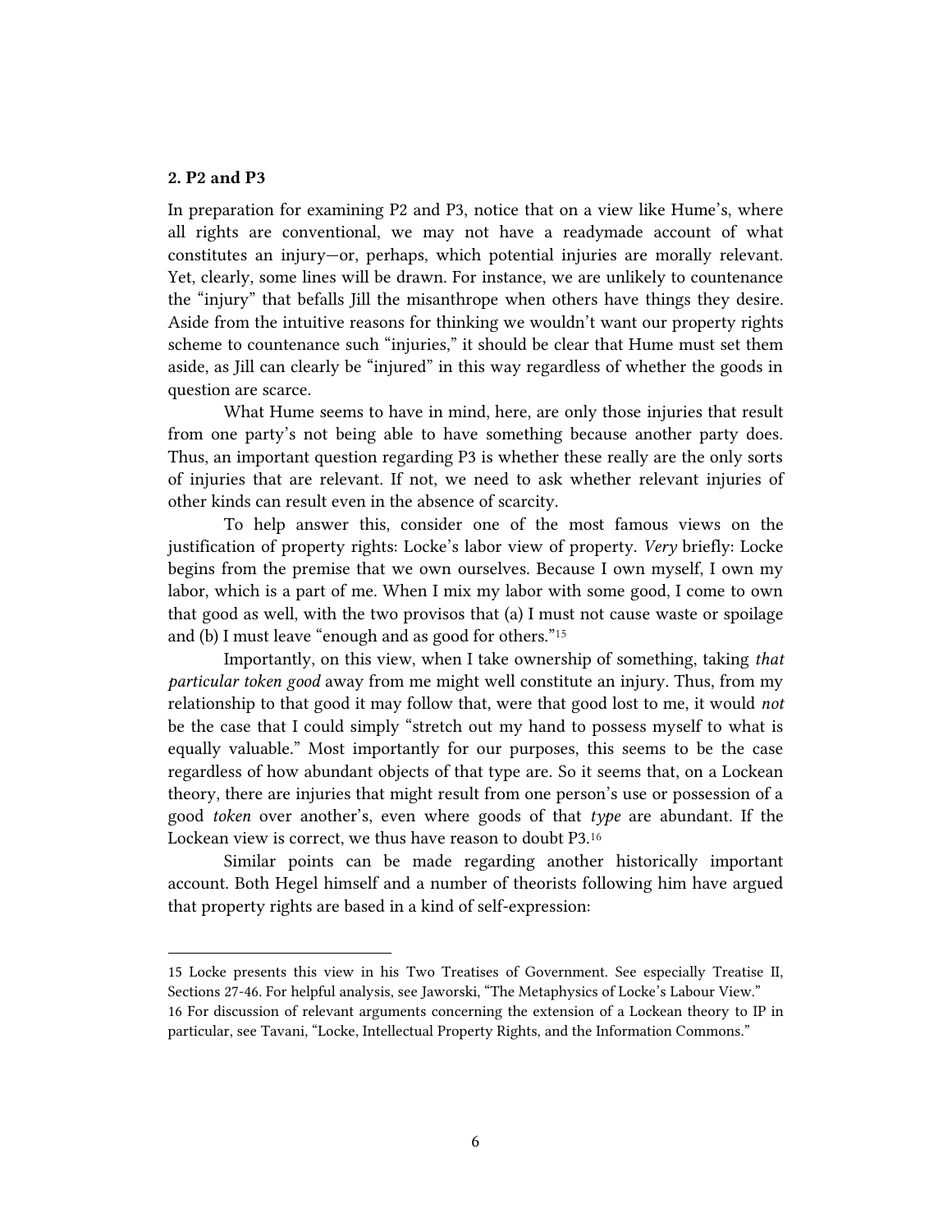### 2. P2 and P3

In preparation for examining P2 and P3, notice that on a view like Hume's, where all rights are conventional, we may not have a readymade account of what constitutes an injury—or, perhaps, which potential injuries are morally relevant. Yet, clearly, some lines will be drawn. For instance, we are unlikely to countenance the "injury" that befalls Jill the misanthrope when others have things they desire. Aside from the intuitive reasons for thinking we wouldn't want our property rights scheme to countenance such "injuries," it should be clear that Hume must set them aside, as Jill can clearly be "injured" in this way regardless of whether the goods in question are scarce.

What Hume seems to have in mind, here, are only those injuries that result from one party's not being able to have something because another party does. Thus, an important question regarding P3 is whether these really are the only sorts of injuries that are relevant. If not, we need to ask whether relevant injuries of other kinds can result even in the absence of scarcity.

To help answer this, consider one of the most famous views on the justification of property rights: Locke's labor view of property. *Very* briefly: Locke begins from the premise that we own ourselves. Because I own myself, I own my labor, which is a part of me. When I mix my labor with some good, I come to own that good as well, with the two provisos that (a) I must not cause waste or spoilage and (b) I must leave "enough and as good for others."[15]

Importantly, on this view, when I take ownership of something, taking *that particular token good* away from me might well constitute an injury. Thus, from my relationship to that good it may follow that, were that good lost to me, it would *not* be the case that I could simply "stretch out my hand to possess myself to what is equally valuable." Most importantly for our purposes, this seems to be the case regardless of how abundant objects of that type are. So it seems that, on a Lockean theory, there are injuries that might result from one person's use or possession of a good *token* over another's, even where goods of that *type* are abundant. If the Lockean view is correct, we thus have reason to doubt P3.[16]

Similar points can be made regarding another historically important account. Both Hegel himself and a number of theorists following him have argued that property rights are based in a kind of self-expression:

---

15 Locke presents this view in his Two Treatises of Government. See especially Treatise II, Sections 27-46. For helpful analysis, see Jaworski, "The Metaphysics of Locke's Labour View."

16 For discussion of relevant arguments concerning the extension of a Lockean theory to IP in particular, see Tavani, "Locke, Intellectual Property Rights, and the Information Commons."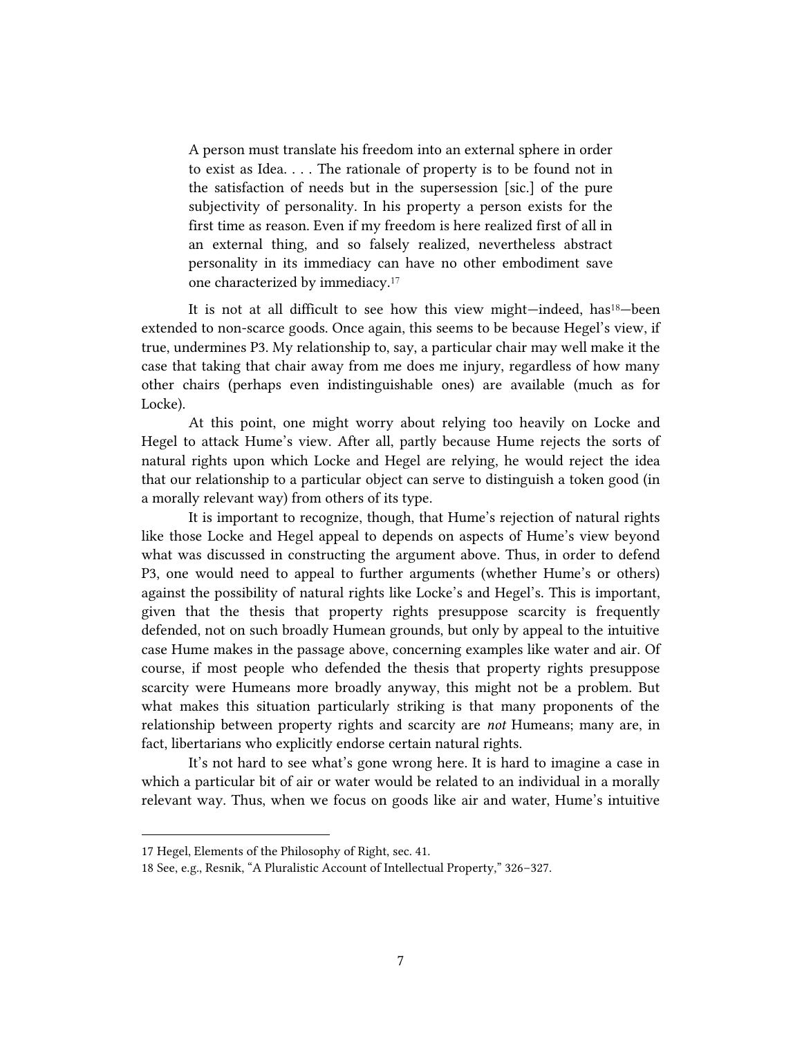> A person must translate his freedom into an external sphere in order to exist as Idea. . . . The rationale of property is to be found not in the satisfaction of needs but in the supersession [sic.] of the pure subjectivity of personality. In his property a person exists for the first time as reason. Even if my freedom is here realized first of all in an external thing, and so falsely realized, nevertheless abstract personality in its immediacy can have no other embodiment save one characterized by immediacy.[17]

It is not at all difficult to see how this view might—indeed, has[18]—been extended to non-scarce goods. Once again, this seems to be because Hegel's view, if true, undermines P3. My relationship to, say, a particular chair may well make it the case that taking that chair away from me does me injury, regardless of how many other chairs (perhaps even indistinguishable ones) are available (much as for Locke).

At this point, one might worry about relying too heavily on Locke and Hegel to attack Hume's view. After all, partly because Hume rejects the sorts of natural rights upon which Locke and Hegel are relying, he would reject the idea that our relationship to a particular object can serve to distinguish a token good (in a morally relevant way) from others of its type.

It is important to recognize, though, that Hume's rejection of natural rights like those Locke and Hegel appeal to depends on aspects of Hume's view beyond what was discussed in constructing the argument above. Thus, in order to defend P3, one would need to appeal to further arguments (whether Hume's or others) against the possibility of natural rights like Locke's and Hegel's. This is important, given that the thesis that property rights presuppose scarcity is frequently defended, not on such broadly Humean grounds, but only by appeal to the intuitive case Hume makes in the passage above, concerning examples like water and air. Of course, if most people who defended the thesis that property rights presuppose scarcity were Humeans more broadly anyway, this might not be a problem. But what makes this situation particularly striking is that many proponents of the relationship between property rights and scarcity are *not* Humeans; many are, in fact, libertarians who explicitly endorse certain natural rights.

It's not hard to see what's gone wrong here. It is hard to imagine a case in which a particular bit of air or water would be related to an individual in a morally relevant way. Thus, when we focus on goods like air and water, Hume's intuitive

---

17 Hegel, Elements of the Philosophy of Right, sec. 41.

18 See, e.g., Resnik, "A Pluralistic Account of Intellectual Property," 326–327.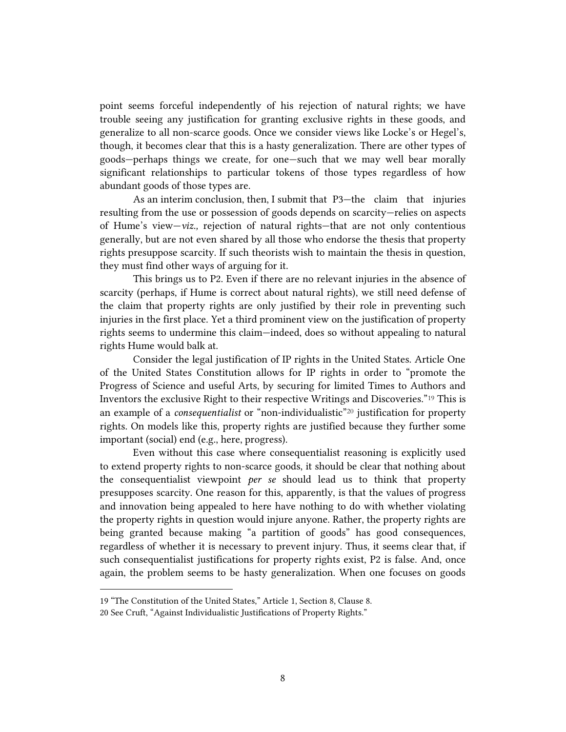point seems forceful independently of his rejection of natural rights; we have trouble seeing any justification for granting exclusive rights in these goods, and generalize to all non-scarce goods. Once we consider views like Locke's or Hegel's, though, it becomes clear that this is a hasty generalization. There are other types of goods—perhaps things we create, for one—such that we may well bear morally significant relationships to particular tokens of those types regardless of how abundant goods of those types are.

As an interim conclusion, then, I submit that P3—the claim that injuries resulting from the use or possession of goods depends on scarcity—relies on aspects of Hume's view—*viz.,* rejection of natural rights—that are not only contentious generally, but are not even shared by all those who endorse the thesis that property rights presuppose scarcity. If such theorists wish to maintain the thesis in question, they must find other ways of arguing for it.

This brings us to P2. Even if there are no relevant injuries in the absence of scarcity (perhaps, if Hume is correct about natural rights), we still need defense of the claim that property rights are only justified by their role in preventing such injuries in the first place. Yet a third prominent view on the justification of property rights seems to undermine this claim—indeed, does so without appealing to natural rights Hume would balk at.

Consider the legal justification of IP rights in the United States. Article One of the United States Constitution allows for IP rights in order to "promote the Progress of Science and useful Arts, by securing for limited Times to Authors and Inventors the exclusive Right to their respective Writings and Discoveries."[19] This is an example of a *consequentialist* or "non-individualistic"[20] justification for property rights. On models like this, property rights are justified because they further some important (social) end (e.g., here, progress).

Even without this case where consequentialist reasoning is explicitly used to extend property rights to non-scarce goods, it should be clear that nothing about the consequentialist viewpoint *per se* should lead us to think that property presupposes scarcity. One reason for this, apparently, is that the values of progress and innovation being appealed to here have nothing to do with whether violating the property rights in question would injure anyone. Rather, the property rights are being granted because making "a partition of goods" has good consequences, regardless of whether it is necessary to prevent injury. Thus, it seems clear that, if such consequentialist justifications for property rights exist, P2 is false. And, once again, the problem seems to be hasty generalization. When one focuses on goods

19 "The Constitution of the United States," Article 1, Section 8, Clause 8.

20 See Cruft, "Against Individualistic Justifications of Property Rights."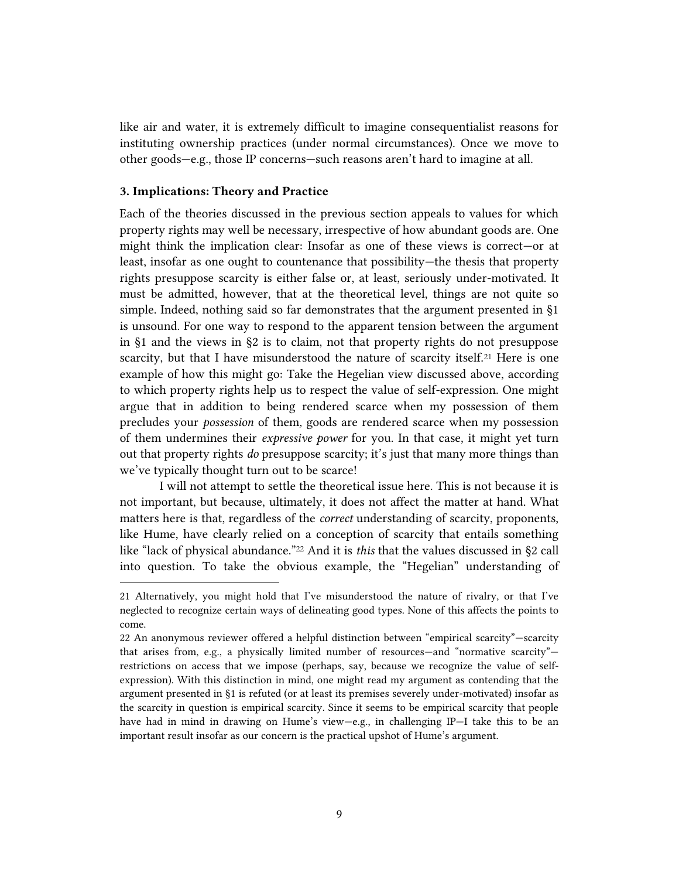like air and water, it is extremely difficult to imagine consequentialist reasons for instituting ownership practices (under normal circumstances). Once we move to other goods—e.g., those IP concerns—such reasons aren't hard to imagine at all.

### 3. Implications: Theory and Practice

Each of the theories discussed in the previous section appeals to values for which property rights may well be necessary, irrespective of how abundant goods are. One might think the implication clear: Insofar as one of these views is correct—or at least, insofar as one ought to countenance that possibility—the thesis that property rights presuppose scarcity is either false or, at least, seriously under-motivated. It must be admitted, however, that at the theoretical level, things are not quite so simple. Indeed, nothing said so far demonstrates that the argument presented in §1 is unsound. For one way to respond to the apparent tension between the argument in §1 and the views in §2 is to claim, not that property rights do not presuppose scarcity, but that I have misunderstood the nature of scarcity itself.[21] Here is one example of how this might go: Take the Hegelian view discussed above, according to which property rights help us to respect the value of self-expression. One might argue that in addition to being rendered scarce when my possession of them precludes your *possession* of them, goods are rendered scarce when my possession of them undermines their *expressive power* for you. In that case, it might yet turn out that property rights *do* presuppose scarcity; it's just that many more things than we've typically thought turn out to be scarce!

I will not attempt to settle the theoretical issue here. This is not because it is not important, but because, ultimately, it does not affect the matter at hand. What matters here is that, regardless of the *correct* understanding of scarcity, proponents, like Hume, have clearly relied on a conception of scarcity that entails something like "lack of physical abundance."[22] And it is *this* that the values discussed in §2 call into question. To take the obvious example, the "Hegelian" understanding of

---

21 Alternatively, you might hold that I've misunderstood the nature of rivalry, or that I've neglected to recognize certain ways of delineating good types. None of this affects the points to come.

22 An anonymous reviewer offered a helpful distinction between "empirical scarcity"—scarcity that arises from, e.g., a physically limited number of resources—and "normative scarcity"—restrictions on access that we impose (perhaps, say, because we recognize the value of self-expression). With this distinction in mind, one might read my argument as contending that the argument presented in §1 is refuted (or at least its premises severely under-motivated) insofar as the scarcity in question is empirical scarcity. Since it seems to be empirical scarcity that people have had in mind in drawing on Hume's view—e.g., in challenging IP—I take this to be an important result insofar as our concern is the practical upshot of Hume's argument.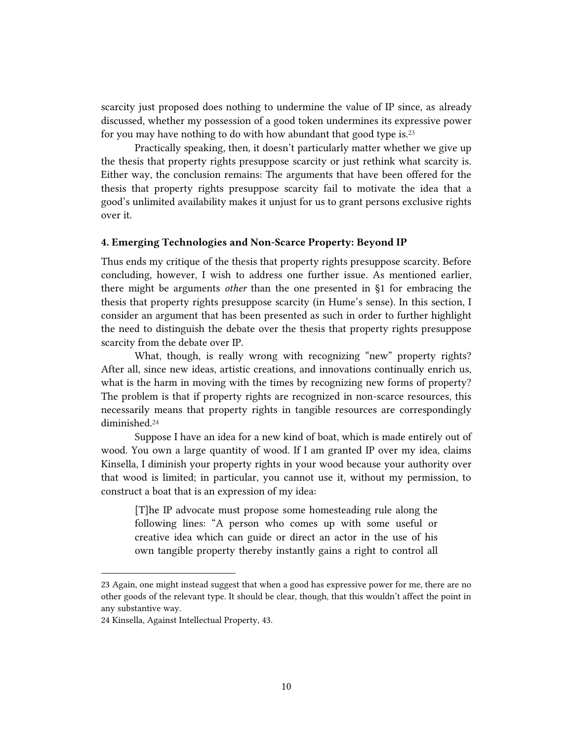scarcity just proposed does nothing to undermine the value of IP since, as already discussed, whether my possession of a good token undermines its expressive power for you may have nothing to do with how abundant that good type is.[23]

Practically speaking, then, it doesn't particularly matter whether we give up the thesis that property rights presuppose scarcity or just rethink what scarcity is. Either way, the conclusion remains: The arguments that have been offered for the thesis that property rights presuppose scarcity fail to motivate the idea that a good's unlimited availability makes it unjust for us to grant persons exclusive rights over it.

### 4. Emerging Technologies and Non-Scarce Property: Beyond IP

Thus ends my critique of the thesis that property rights presuppose scarcity. Before concluding, however, I wish to address one further issue. As mentioned earlier, there might be arguments *other* than the one presented in §1 for embracing the thesis that property rights presuppose scarcity (in Hume's sense). In this section, I consider an argument that has been presented as such in order to further highlight the need to distinguish the debate over the thesis that property rights presuppose scarcity from the debate over IP.

What, though, is really wrong with recognizing "new" property rights? After all, since new ideas, artistic creations, and innovations continually enrich us, what is the harm in moving with the times by recognizing new forms of property? The problem is that if property rights are recognized in non-scarce resources, this necessarily means that property rights in tangible resources are correspondingly diminished.[24]

Suppose I have an idea for a new kind of boat, which is made entirely out of wood. You own a large quantity of wood. If I am granted IP over my idea, claims Kinsella, I diminish your property rights in your wood because your authority over that wood is limited; in particular, you cannot use it, without my permission, to construct a boat that is an expression of my idea:

> [T]he IP advocate must propose some homesteading rule along the following lines: "A person who comes up with some useful or creative idea which can guide or direct an actor in the use of his own tangible property thereby instantly gains a right to control all

---

23 Again, one might instead suggest that when a good has expressive power for me, there are no other goods of the relevant type. It should be clear, though, that this wouldn't affect the point in any substantive way.

24 Kinsella, Against Intellectual Property, 43.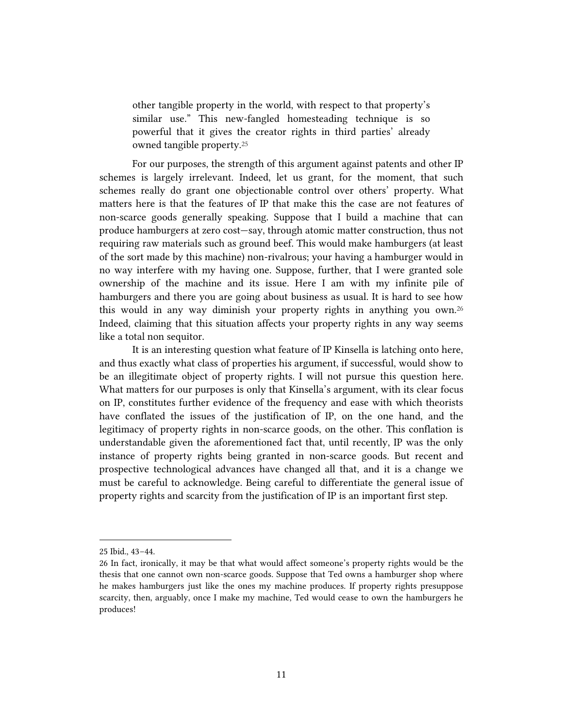> other tangible property in the world, with respect to that property's similar use." This new-fangled homesteading technique is so powerful that it gives the creator rights in third parties' already owned tangible property.[25]

For our purposes, the strength of this argument against patents and other IP schemes is largely irrelevant. Indeed, let us grant, for the moment, that such schemes really do grant one objectionable control over others' property. What matters here is that the features of IP that make this the case are not features of non-scarce goods generally speaking. Suppose that I build a machine that can produce hamburgers at zero cost—say, through atomic matter construction, thus not requiring raw materials such as ground beef. This would make hamburgers (at least of the sort made by this machine) non-rivalrous; your having a hamburger would in no way interfere with my having one. Suppose, further, that I were granted sole ownership of the machine and its issue. Here I am with my infinite pile of hamburgers and there you are going about business as usual. It is hard to see how this would in any way diminish your property rights in anything you own.[26] Indeed, claiming that this situation affects your property rights in any way seems like a total non sequitor.

It is an interesting question what feature of IP Kinsella is latching onto here, and thus exactly what class of properties his argument, if successful, would show to be an illegitimate object of property rights. I will not pursue this question here. What matters for our purposes is only that Kinsella's argument, with its clear focus on IP, constitutes further evidence of the frequency and ease with which theorists have conflated the issues of the justification of IP, on the one hand, and the legitimacy of property rights in non-scarce goods, on the other. This conflation is understandable given the aforementioned fact that, until recently, IP was the only instance of property rights being granted in non-scarce goods. But recent and prospective technological advances have changed all that, and it is a change we must be careful to acknowledge. Being careful to differentiate the general issue of property rights and scarcity from the justification of IP is an important first step.

---

25 Ibid., 43–44.

26 In fact, ironically, it may be that what would affect someone's property rights would be the thesis that one cannot own non-scarce goods. Suppose that Ted owns a hamburger shop where he makes hamburgers just like the ones my machine produces. If property rights presuppose scarcity, then, arguably, once I make my machine, Ted would cease to own the hamburgers he produces!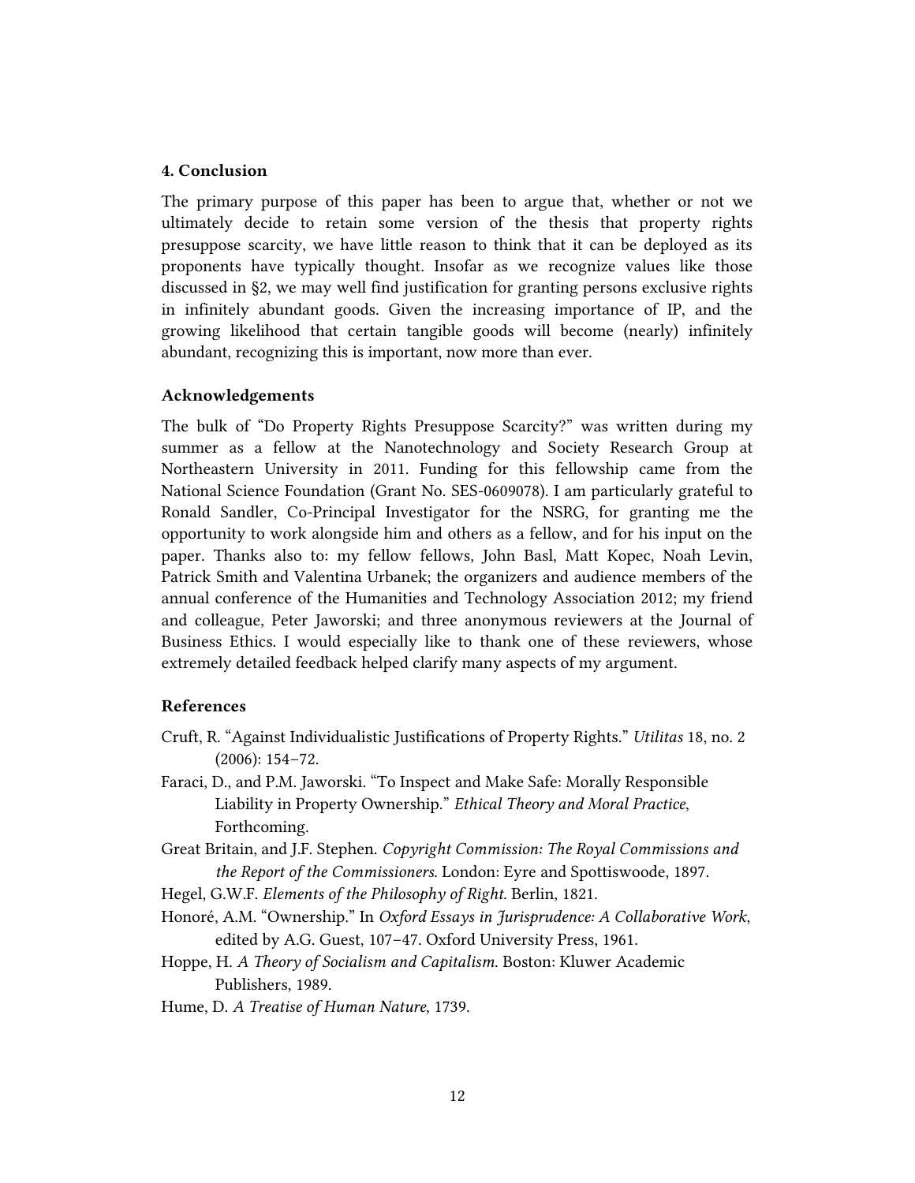## 4. Conclusion

The primary purpose of this paper has been to argue that, whether or not we ultimately decide to retain some version of the thesis that property rights presuppose scarcity, we have little reason to think that it can be deployed as its proponents have typically thought. Insofar as we recognize values like those discussed in §2, we may well find justification for granting persons exclusive rights in infinitely abundant goods. Given the increasing importance of IP, and the growing likelihood that certain tangible goods will become (nearly) infinitely abundant, recognizing this is important, now more than ever.

## Acknowledgements

The bulk of "Do Property Rights Presuppose Scarcity?" was written during my summer as a fellow at the Nanotechnology and Society Research Group at Northeastern University in 2011. Funding for this fellowship came from the National Science Foundation (Grant No. SES-0609078). I am particularly grateful to Ronald Sandler, Co-Principal Investigator for the NSRG, for granting me the opportunity to work alongside him and others as a fellow, and for his input on the paper. Thanks also to: my fellow fellows, John Basl, Matt Kopec, Noah Levin, Patrick Smith and Valentina Urbanek; the organizers and audience members of the annual conference of the Humanities and Technology Association 2012; my friend and colleague, Peter Jaworski; and three anonymous reviewers at the Journal of Business Ethics. I would especially like to thank one of these reviewers, whose extremely detailed feedback helped clarify many aspects of my argument.

## References

Cruft, R. "Against Individualistic Justifications of Property Rights." *Utilitas* 18, no. 2 (2006): 154–72.

Faraci, D., and P.M. Jaworski. "To Inspect and Make Safe: Morally Responsible Liability in Property Ownership." *Ethical Theory and Moral Practice*, Forthcoming.

Great Britain, and J.F. Stephen. *Copyright Commission: The Royal Commissions and the Report of the Commissioners*. London: Eyre and Spottiswoode, 1897.

Hegel, G.W.F. *Elements of the Philosophy of Right*. Berlin, 1821.

Honoré, A.M. "Ownership." In *Oxford Essays in Jurisprudence: A Collaborative Work*, edited by A.G. Guest, 107–47. Oxford University Press, 1961.

Hoppe, H. *A Theory of Socialism and Capitalism*. Boston: Kluwer Academic Publishers, 1989.

Hume, D. *A Treatise of Human Nature*, 1739.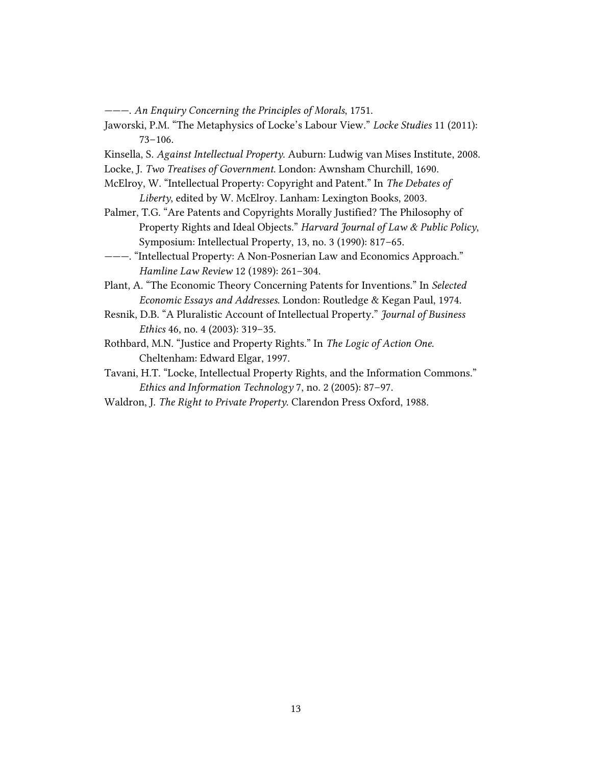———. *An Enquiry Concerning the Principles of Morals*, 1751.

Jaworski, P.M. "The Metaphysics of Locke's Labour View." *Locke Studies* 11 (2011): 73–106.

Kinsella, S. *Against Intellectual Property*. Auburn: Ludwig van Mises Institute, 2008.

Locke, J. *Two Treatises of Government*. London: Awnsham Churchill, 1690.

McElroy, W. "Intellectual Property: Copyright and Patent." In *The Debates of Liberty*, edited by W. McElroy. Lanham: Lexington Books, 2003.

Palmer, T.G. "Are Patents and Copyrights Morally Justified? The Philosophy of Property Rights and Ideal Objects." *Harvard Journal of Law & Public Policy*, Symposium: Intellectual Property, 13, no. 3 (1990): 817–65.

———. "Intellectual Property: A Non-Posnerian Law and Economics Approach." *Hamline Law Review* 12 (1989): 261–304.

Plant, A. "The Economic Theory Concerning Patents for Inventions." In *Selected Economic Essays and Addresses*. London: Routledge & Kegan Paul, 1974.

Resnik, D.B. "A Pluralistic Account of Intellectual Property." *Journal of Business Ethics* 46, no. 4 (2003): 319–35.

Rothbard, M.N. "Justice and Property Rights." In *The Logic of Action One*. Cheltenham: Edward Elgar, 1997.

Tavani, H.T. "Locke, Intellectual Property Rights, and the Information Commons." *Ethics and Information Technology* 7, no. 2 (2005): 87–97.

Waldron, J. *The Right to Private Property*. Clarendon Press Oxford, 1988.